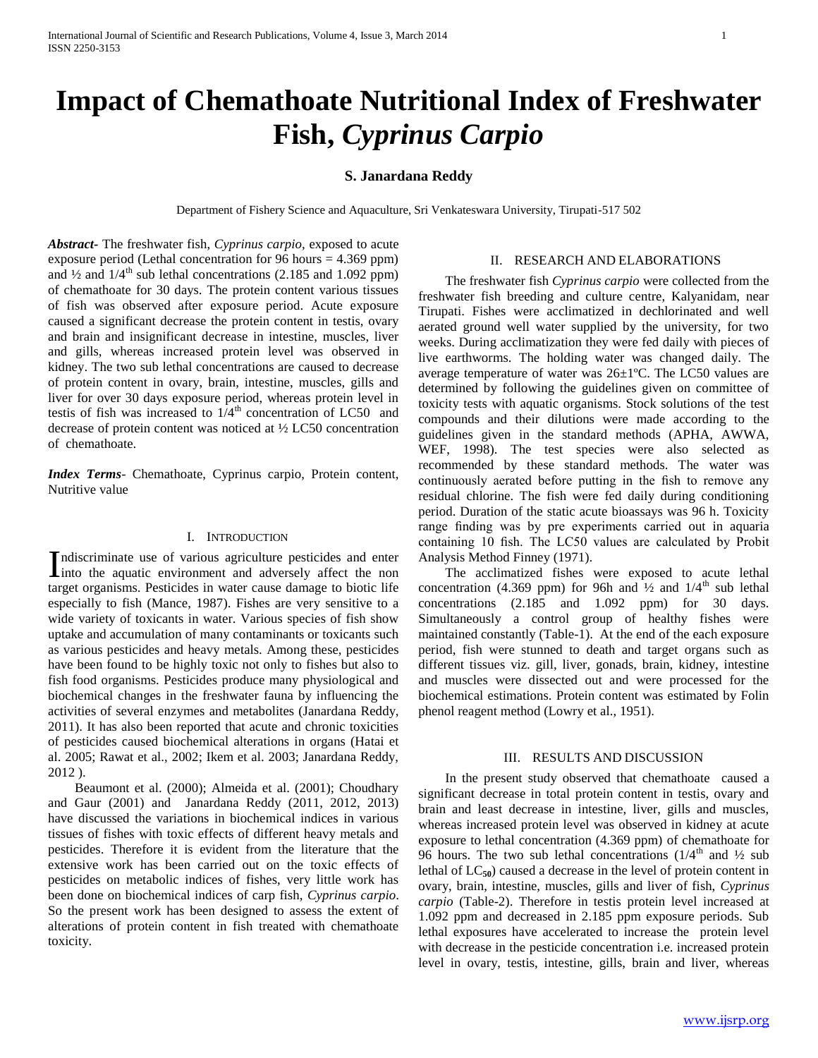# Impact of Chemathoate Nutritional Index of Freshwater Fish, *Cyprinus Carpio*

**S. Janardana Reddy**

Department of Fishery Science and Aquaculture, Sri Venkateswara University, Tirupati-517 502

***Abstract*-** The freshwater fish, *Cyprinus carpio,* exposed to acute exposure period (Lethal concentration for 96 hours = 4.369 ppm) and ½ and $1/4^{th}$ sub lethal concentrations (2.185 and 1.092 ppm) of chemathoate for 30 days. The protein content various tissues of fish was observed after exposure period. Acute exposure caused a significant decrease the protein content in testis, ovary and brain and insignificant decrease in intestine, muscles, liver and gills, whereas increased protein level was observed in kidney. The two sub lethal concentrations are caused to decrease of protein content in ovary, brain, intestine, muscles, gills and liver for over 30 days exposure period, whereas protein level in testis of fish was increased to $1/4^{th}$ concentration of LC50 and decrease of protein content was noticed at ½ LC50 concentration of chemathoate.

***Index Terms*-** Chemathoate, Cyprinus carpio, Protein content, Nutritive value

## I. Introduction

Indiscriminate use of various agriculture pesticides and enter into the aquatic environment and adversely affect the non target organisms. Pesticides in water cause damage to biotic life especially to fish (Mance, 1987). Fishes are very sensitive to a wide variety of toxicants in water. Various species of fish show uptake and accumulation of many contaminants or toxicants such as various pesticides and heavy metals. Among these, pesticides have been found to be highly toxic not only to fishes but also to fish food organisms. Pesticides produce many physiological and biochemical changes in the freshwater fauna by influencing the activities of several enzymes and metabolites (Janardana Reddy, 2011). It has also been reported that acute and chronic toxicities of pesticides caused biochemical alterations in organs (Hatai et al. 2005; Rawat et al., 2002; Ikem et al. 2003; Janardana Reddy, 2012 ).

Beaumont et al. (2000); Almeida et al. (2001); Choudhary and Gaur (2001) and Janardana Reddy (2011, 2012, 2013) have discussed the variations in biochemical indices in various tissues of fishes with toxic effects of different heavy metals and pesticides. Therefore it is evident from the literature that the extensive work has been carried out on the toxic effects of pesticides on metabolic indices of fishes, very little work has been done on biochemical indices of carp fish, *Cyprinus carpio*. So the present work has been designed to assess the extent of alterations of protein content in fish treated with chemathoate toxicity.

## II. Research and Elaborations

The freshwater fish *Cyprinus carpio* were collected from the freshwater fish breeding and culture centre, Kalyanidam, near Tirupati. Fishes were acclimatized in dechlorinated and well aerated ground well water supplied by the university, for two weeks. During acclimatization they were fed daily with pieces of live earthworms. The holding water was changed daily. The average temperature of water was 26±1ºC. The LC50 values are determined by following the guidelines given on committee of toxicity tests with aquatic organisms. Stock solutions of the test compounds and their dilutions were made according to the guidelines given in the standard methods (APHA, AWWA, WEF, 1998). The test species were also selected as recommended by these standard methods. The water was continuously aerated before putting in the fish to remove any residual chlorine. The fish were fed daily during conditioning period. Duration of the static acute bioassays was 96 h. Toxicity range finding was by pre experiments carried out in aquaria containing 10 fish. The LC50 values are calculated by Probit Analysis Method Finney (1971).

The acclimatized fishes were exposed to acute lethal concentration (4.369 ppm) for 96h and ½ and $1/4^{th}$ sub lethal concentrations (2.185 and 1.092 ppm) for 30 days. Simultaneously a control group of healthy fishes were maintained constantly (Table-1). At the end of the each exposure period, fish were stunned to death and target organs such as different tissues viz. gill, liver, gonads, brain, kidney, intestine and muscles were dissected out and were processed for the biochemical estimations. Protein content was estimated by Folin phenol reagent method (Lowry et al., 1951).

## III. Results and Discussion

In the present study observed that chemathoate caused a significant decrease in total protein content in testis, ovary and brain and least decrease in intestine, liver, gills and muscles, whereas increased protein level was observed in kidney at acute exposure to lethal concentration (4.369 ppm) of chemathoate for 96 hours. The two sub lethal concentrations ($1/4^{th}$ and ½ sub lethal of $LC_{50}$) caused a decrease in the level of protein content in ovary, brain, intestine, muscles, gills and liver of fish, *Cyprinus carpio* (Table-2). Therefore in testis protein level increased at 1.092 ppm and decreased in 2.185 ppm exposure periods. Sub lethal exposures have accelerated to increase the protein level with decrease in the pesticide concentration i.e. increased protein level in ovary, testis, intestine, gills, brain and liver, whereas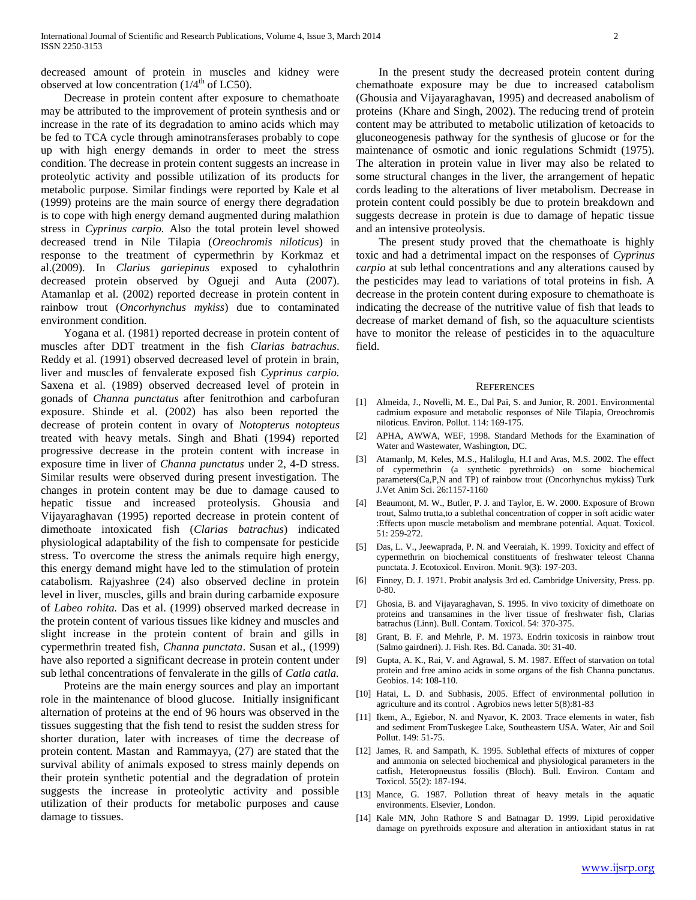decreased amount of protein in muscles and kidney were observed at low concentration ($1/4^{th}$ of LC50).

Decrease in protein content after exposure to chemathoate may be attributed to the improvement of protein synthesis and or increase in the rate of its degradation to amino acids which may be fed to TCA cycle through aminotransferases probably to cope up with high energy demands in order to meet the stress condition. The decrease in protein content suggests an increase in proteolytic activity and possible utilization of its products for metabolic purpose. Similar findings were reported by Kale et al (1999) proteins are the main source of energy there degradation is to cope with high energy demand augmented during malathion stress in *Cyprinus carpio.* Also the total protein level showed decreased trend in Nile Tilapia (*Oreochromis niloticus*) in response to the treatment of cypermethrin by Korkmaz et al.(2009). In *Clarius gariepinus* exposed to cyhalothrin decreased protein observed by Ogueji and Auta (2007). Atamanlap et al. (2002) reported decrease in protein content in rainbow trout (*Oncorhynchus mykiss*) due to contaminated environment condition.

Yogana et al. (1981) reported decrease in protein content of muscles after DDT treatment in the fish *Clarias batrachus*. Reddy et al. (1991) observed decreased level of protein in brain, liver and muscles of fenvalerate exposed fish *Cyprinus carpio.* Saxena et al. (1989) observed decreased level of protein in gonads of *Channa punctatus* after fenitrothion and carbofuran exposure. Shinde et al. (2002) has also been reported the decrease of protein content in ovary of *Notopterus notopteus* treated with heavy metals. Singh and Bhati (1994) reported progressive decrease in the protein content with increase in exposure time in liver of *Channa punctatus* under 2, 4-D stress. Similar results were observed during present investigation. The changes in protein content may be due to damage caused to hepatic tissue and increased proteolysis. Ghousia and Vijayaraghavan (1995) reported decrease in protein content of dimethoate intoxicated fish (*Clarias batrachus*) indicated physiological adaptability of the fish to compensate for pesticide stress. To overcome the stress the animals require high energy, this energy demand might have led to the stimulation of protein catabolism. Rajyashree (24) also observed decline in protein level in liver, muscles, gills and brain during carbamide exposure of *Labeo rohita.* Das et al. (1999) observed marked decrease in the protein content of various tissues like kidney and muscles and slight increase in the protein content of brain and gills in cypermethrin treated fish, *Channa punctata*. Susan et al., (1999) have also reported a significant decrease in protein content under sub lethal concentrations of fenvalerate in the gills of *Catla catla.*

Proteins are the main energy sources and play an important role in the maintenance of blood glucose. Initially insignificant alternation of proteins at the end of 96 hours was observed in the tissues suggesting that the fish tend to resist the sudden stress for shorter duration, later with increases of time the decrease of protein content. Mastan and Rammayya, (27) are stated that the survival ability of animals exposed to stress mainly depends on their protein synthetic potential and the degradation of protein suggests the increase in proteolytic activity and possible utilization of their products for metabolic purposes and cause damage to tissues.

In the present study the decreased protein content during chemathoate exposure may be due to increased catabolism (Ghousia and Vijayaraghavan, 1995) and decreased anabolism of proteins (Khare and Singh, 2002). The reducing trend of protein content may be attributed to metabolic utilization of ketoacids to gluconeogenesis pathway for the synthesis of glucose or for the maintenance of osmotic and ionic regulations Schmidt (1975). The alteration in protein value in liver may also be related to some structural changes in the liver, the arrangement of hepatic cords leading to the alterations of liver metabolism. Decrease in protein content could possibly be due to protein breakdown and suggests decrease in protein is due to damage of hepatic tissue and an intensive proteolysis.

The present study proved that the chemathoate is highly toxic and had a detrimental impact on the responses of *Cyprinus carpio* at sub lethal concentrations and any alterations caused by the pesticides may lead to variations of total proteins in fish. A decrease in the protein content during exposure to chemathoate is indicating the decrease of the nutritive value of fish that leads to decrease of market demand of fish, so the aquaculture scientists have to monitor the release of pesticides in to the aquaculture field.

## References

[1] Almeida, J., Novelli, M. E., Dal Pai, S. and Junior, R. 2001. Environmental cadmium exposure and metabolic responses of Nile Tilapia, Oreochromis niloticus. Environ. Pollut. 114: 169-175.

[2] APHA, AWWA, WEF, 1998. Standard Methods for the Examination of Water and Wastewater, Washington, DC.

[3] Atamanlp, M, Keles, M.S., Haliloglu, H.I and Aras, M.S. 2002. The effect of cypermethrin (a synthetic pyrethroids) on some biochemical parameters(Ca,P,N and TP) of rainbow trout (Oncorhynchus mykiss) Turk J.Vet Anim Sci. 26:1157-1160

[4] Beaumont, M. W., Butler, P. J. and Taylor, E. W. 2000. Exposure of Brown trout, Salmo trutta,to a sublethal concentration of copper in soft acidic water :Effects upon muscle metabolism and membrane potential. Aquat. Toxicol. 51: 259-272.

[5] Das, L. V., Jeewaprada, P. N. and Veeraiah, K. 1999. Toxicity and effect of cypermethrin on biochemical constituents of freshwater teleost Channa punctata. J. Ecotoxicol. Environ. Monit. 9(3): 197-203.

[6] Finney, D. J. 1971. Probit analysis 3rd ed. Cambridge University, Press. pp. 0-80.

[7] Ghosia, B. and Vijayaraghavan, S. 1995. In vivo toxicity of dimethoate on proteins and transamines in the liver tissue of freshwater fish, Clarias batrachus (Linn). Bull. Contam. Toxicol. 54: 370-375.

[8] Grant, B. F. and Mehrle, P. M. 1973. Endrin toxicosis in rainbow trout (Salmo gairdneri). J. Fish. Res. Bd. Canada. 30: 31-40.

[9] Gupta, A. K., Rai, V. and Agrawal, S. M. 1987. Effect of starvation on total protein and free amino acids in some organs of the fish Channa punctatus. Geobios. 14: 108-110.

[10] Hatai, L. D. and Subhasis, 2005. Effect of environmental pollution in agriculture and its control . Agrobios news letter 5(8):81-83

[11] Ikem, A., Egiebor, N. and Nyavor, K. 2003. Trace elements in water, fish and sediment FromTuskegee Lake, Southeastern USA. Water, Air and Soil Pollut. 149: 51-75.

[12] James, R. and Sampath, K. 1995. Sublethal effects of mixtures of copper and ammonia on selected biochemical and physiological parameters in the catfish, Heteropneustus fossilis (Bloch). Bull. Environ. Contam and Toxicol. 55(2): 187-194.

[13] Mance, G. 1987. Pollution threat of heavy metals in the aquatic environments. Elsevier, London.

[14] Kale MN, John Rathore S and Batnagar D. 1999. Lipid peroxidative damage on pyrethroids exposure and alteration in antioxidant status in rat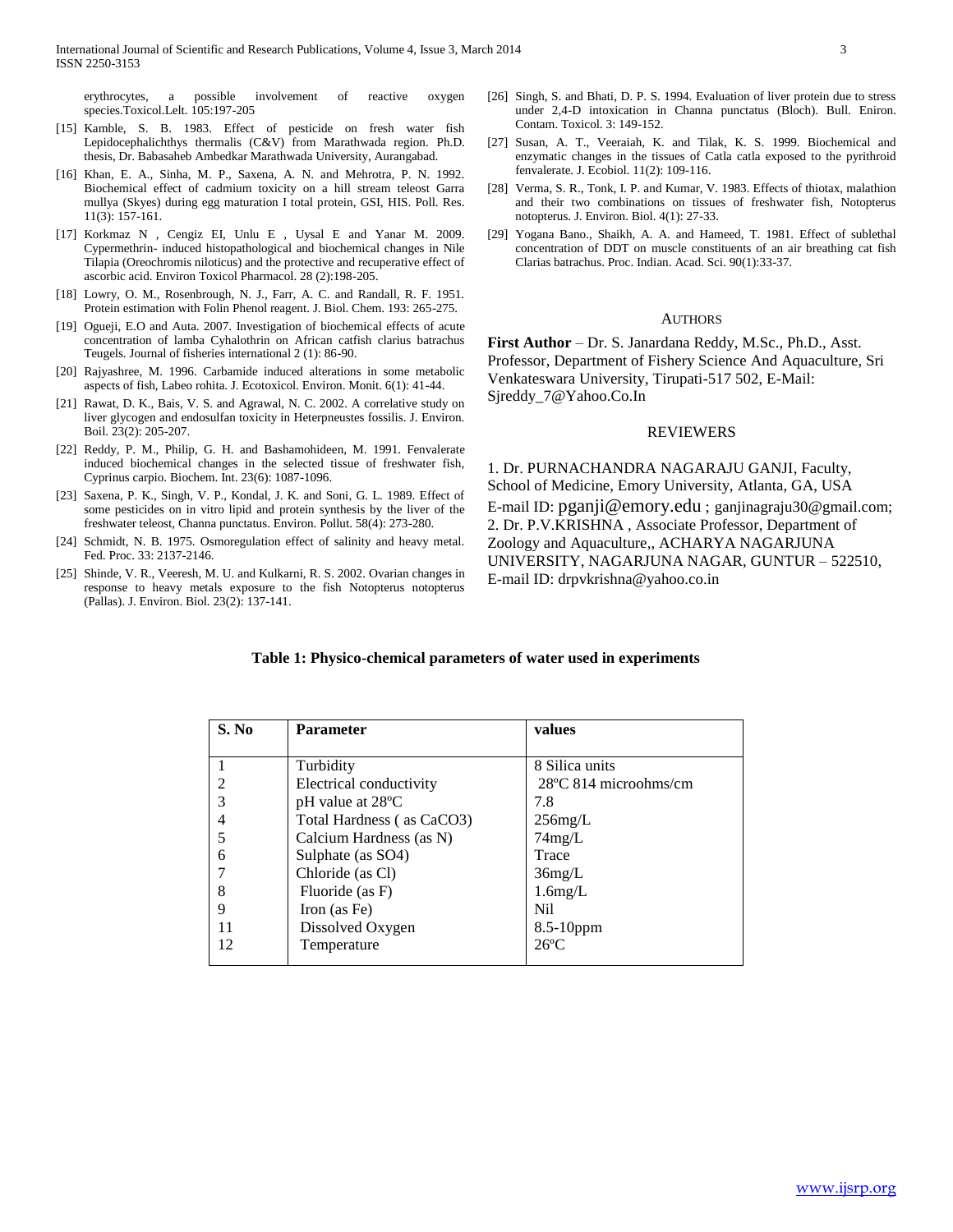erythrocytes, a possible involvement of reactive oxygen species.Toxicol.Lelt. 105:197-205

[15] Kamble, S. B. 1983. Effect of pesticide on fresh water fish Lepidocephalichthys thermalis (C&V) from Marathwada region. Ph.D. thesis, Dr. Babasaheb Ambedkar Marathwada University, Aurangabad.

[16] Khan, E. A., Sinha, M. P., Saxena, A. N. and Mehrotra, P. N. 1992. Biochemical effect of cadmium toxicity on a hill stream teleost Garra mullya (Skyes) during egg maturation I total protein, GSI, HIS. Poll. Res. 11(3): 157-161.

[17] Korkmaz N , Cengiz EI, Unlu E , Uysal E and Yanar M. 2009. Cypermethrin- induced histopathological and biochemical changes in Nile Tilapia (Oreochromis niloticus) and the protective and recuperative effect of ascorbic acid. Environ Toxicol Pharmacol. 28 (2):198-205.

[18] Lowry, O. M., Rosenbrough, N. J., Farr, A. C. and Randall, R. F. 1951. Protein estimation with Folin Phenol reagent. J. Biol. Chem. 193: 265-275.

[19] Ogueji, E.O and Auta. 2007. Investigation of biochemical effects of acute concentration of lamba Cyhalothrin on African catfish clarius batrachus Teugels. Journal of fisheries international 2 (1): 86-90.

[20] Rajyashree, M. 1996. Carbamide induced alterations in some metabolic aspects of fish, Labeo rohita. J. Ecotoxicol. Environ. Monit. 6(1): 41-44.

[21] Rawat, D. K., Bais, V. S. and Agrawal, N. C. 2002. A correlative study on liver glycogen and endosulfan toxicity in Heterpneustes fossilis. J. Environ. Boil. 23(2): 205-207.

[22] Reddy, P. M., Philip, G. H. and Bashamohideen, M. 1991. Fenvalerate induced biochemical changes in the selected tissue of freshwater fish, Cyprinus carpio. Biochem. Int. 23(6): 1087-1096.

[23] Saxena, P. K., Singh, V. P., Kondal, J. K. and Soni, G. L. 1989. Effect of some pesticides on in vitro lipid and protein synthesis by the liver of the freshwater teleost, Channa punctatus. Environ. Pollut. 58(4): 273-280.

[24] Schmidt, N. B. 1975. Osmoregulation effect of salinity and heavy metal. Fed. Proc. 33: 2137-2146.

[25] Shinde, V. R., Veeresh, M. U. and Kulkarni, R. S. 2002. Ovarian changes in response to heavy metals exposure to the fish Notopterus notopterus (Pallas). J. Environ. Biol. 23(2): 137-141.

[26] Singh, S. and Bhati, D. P. S. 1994. Evaluation of liver protein due to stress under 2,4-D intoxication in Channa punctatus (Bloch). Bull. Eniron. Contam. Toxicol. 3: 149-152.

[27] Susan, A. T., Veeraiah, K. and Tilak, K. S. 1999. Biochemical and enzymatic changes in the tissues of Catla catla exposed to the pyrithroid fenvalerate. J. Ecobiol. 11(2): 109-116.

[28] Verma, S. R., Tonk, I. P. and Kumar, V. 1983. Effects of thiotax, malathion and their two combinations on tissues of freshwater fish, Notopterus notopterus. J. Environ. Biol. 4(1): 27-33.

[29] Yogana Bano., Shaikh, A. A. and Hameed, T. 1981. Effect of sublethal concentration of DDT on muscle constituents of an air breathing cat fish Clarias batrachus. Proc. Indian. Acad. Sci. 90(1):33-37.

## AUTHORS

**First Author** – Dr. S. Janardana Reddy, M.Sc., Ph.D., Asst. Professor, Department of Fishery Science And Aquaculture, Sri Venkateswara University, Tirupati-517 502, E-Mail: Sjreddy_7@Yahoo.Co.In

## REVIEWERS

1. Dr. PURNACHANDRA NAGARAJU GANJI, Faculty, School of Medicine, Emory University, Atlanta, GA, USA E-mail ID: pganji@emory.edu ; ganjinagraju30@gmail.com;
2. Dr. P.V.KRISHNA , Associate Professor, Department of Zoology and Aquaculture,, ACHARYA NAGARJUNA UNIVERSITY, NAGARJUNA NAGAR, GUNTUR – 522510, E-mail ID: drpvkrishna@yahoo.co.in

**Table 1: Physico-chemical parameters of water used in experiments**

| S. No | Parameter | values |
|---|---|---|
| 1 | Turbidity | 8 Silica units |
| 2 | Electrical conductivity | 28ºC 814 microohms/cm |
| 3 | pH value at 28ºC | 7.8 |
| 4 | Total Hardness ( as $CaCO_3$) | 256mg/L |
| 5 | Calcium Hardness (as N) | 74mg/L |
| 6 | Sulphate (as $SO_4$) | Trace |
| 7 | Chloride (as Cl) | 36mg/L |
| 8 | Fluoride (as F) | 1.6mg/L |
| 9 | Iron (as Fe) | Nil |
| 11 | Dissolved Oxygen | 8.5-10ppm |
| 12 | Temperature | 26ºC |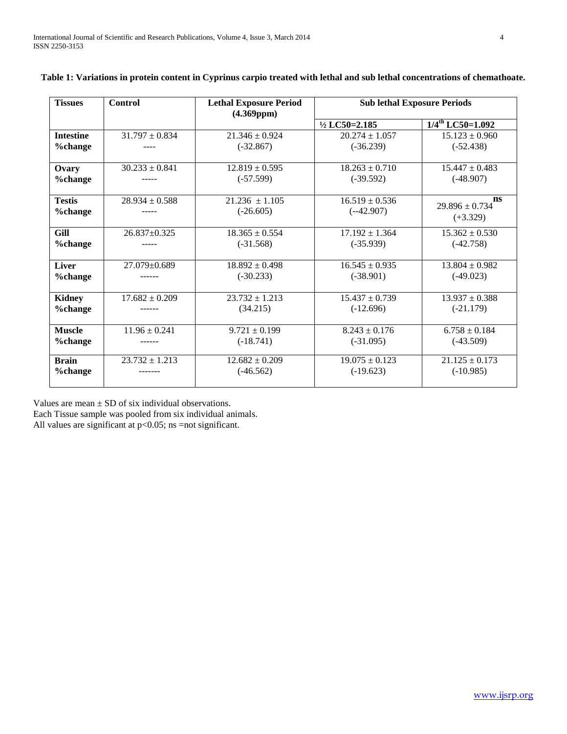**Table 1: Variations in protein content in Cyprinus carpio treated with lethal and sub lethal concentrations of chemathoate.**

| Tissues | Control | Lethal Exposure Period (4.369ppm) | Sub lethal Exposure Periods | |
|---|---|---|---|---|
| | | | ½ LC50=2.185 | $1/4^{th}$ LC50=1.092 |
| **Intestine** | 31.797 ± 0.834 | 21.346 ± 0.924 | 20.274 ± 1.057 | 15.123 ± 0.960 |
| **%change** | ---- | (-32.867) | (-36.239) | (-52.438) |
| **Ovary** | 30.233 ± 0.841 | 12.819 ± 0.595 | 18.263 ± 0.710 | 15.447 ± 0.483 |
| **%change** | ----- | (-57.599) | (-39.592) | (-48.907) |
| **Testis** | 28.934 ± 0.588 | 21.236 ± 1.105 | 16.519 ± 0.536 | 29.896 ± 0.734 **ns** |
| **%change** | ----- | (-26.605) | (--42.907) | (+3.329) |
| **Gill** | 26.837±0.325 | 18.365 ± 0.554 | 17.192 ± 1.364 | 15.362 ± 0.530 |
| **%change** | ----- | (-31.568) | (-35.939) | (-42.758) |
| **Liver** | 27.079±0.689 | 18.892 ± 0.498 | 16.545 ± 0.935 | 13.804 ± 0.982 |
| **%change** | ------ | (-30.233) | (-38.901) | (-49.023) |
| **Kidney** | 17.682 ± 0.209 | 23.732 ± 1.213 | 15.437 ± 0.739 | 13.937 ± 0.388 |
| **%change** | ------ | (34.215) | (-12.696) | (-21.179) |
| **Muscle** | 11.96 ± 0.241 | 9.721 ± 0.199 | 8.243 ± 0.176 | 6.758 ± 0.184 |
| **%change** | ------ | (-18.741) | (-31.095) | (-43.509) |
| **Brain** | 23.732 ± 1.213 | 12.682 ± 0.209 | 19.075 ± 0.123 | 21.125 ± 0.173 |
| **%change** | ------- | (-46.562) | (-19.623) | (-10.985) |

Values are mean ± SD of six individual observations.
Each Tissue sample was pooled from six individual animals.
All values are significant at $p<0.05$; ns =not significant.